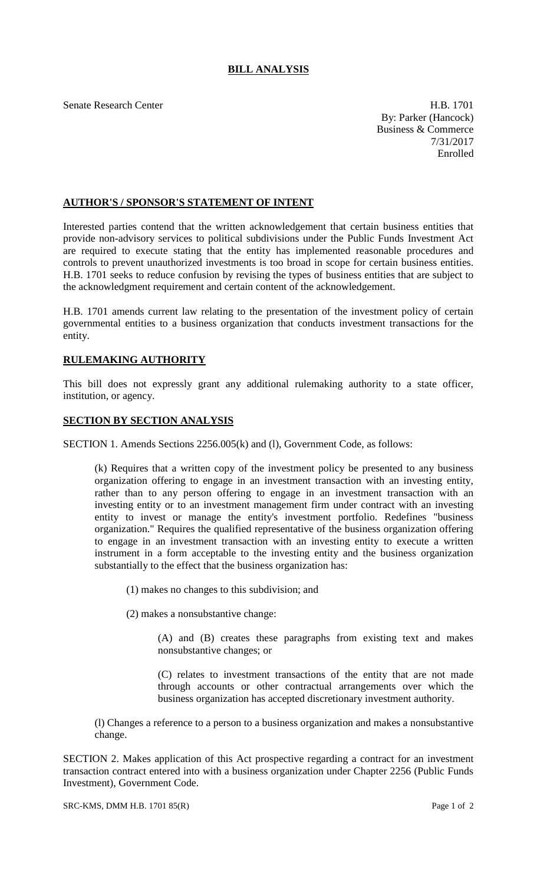# BILL ANALYSIS

Senate Research Center

H.B. 1701
By: Parker (Hancock)
Business & Commerce
7/31/2017
Enrolled

## AUTHOR'S / SPONSOR'S STATEMENT OF INTENT

Interested parties contend that the written acknowledgement that certain business entities that provide non-advisory services to political subdivisions under the Public Funds Investment Act are required to execute stating that the entity has implemented reasonable procedures and controls to prevent unauthorized investments is too broad in scope for certain business entities. H.B. 1701 seeks to reduce confusion by revising the types of business entities that are subject to the acknowledgment requirement and certain content of the acknowledgement.

H.B. 1701 amends current law relating to the presentation of the investment policy of certain governmental entities to a business organization that conducts investment transactions for the entity.

## RULEMAKING AUTHORITY

This bill does not expressly grant any additional rulemaking authority to a state officer, institution, or agency.

## SECTION BY SECTION ANALYSIS

SECTION 1. Amends Sections 2256.005(k) and (l), Government Code, as follows:

(k) Requires that a written copy of the investment policy be presented to any business organization offering to engage in an investment transaction with an investing entity, rather than to any person offering to engage in an investment transaction with an investing entity or to an investment management firm under contract with an investing entity to invest or manage the entity's investment portfolio. Redefines "business organization." Requires the qualified representative of the business organization offering to engage in an investment transaction with an investing entity to execute a written instrument in a form acceptable to the investing entity and the business organization substantially to the effect that the business organization has:

(1) makes no changes to this subdivision; and

(2) makes a nonsubstantive change:

(A) and (B) creates these paragraphs from existing text and makes nonsubstantive changes; or

(C) relates to investment transactions of the entity that are not made through accounts or other contractual arrangements over which the business organization has accepted discretionary investment authority.

(l) Changes a reference to a person to a business organization and makes a nonsubstantive change.

SECTION 2. Makes application of this Act prospective regarding a contract for an investment transaction contract entered into with a business organization under Chapter 2256 (Public Funds Investment), Government Code.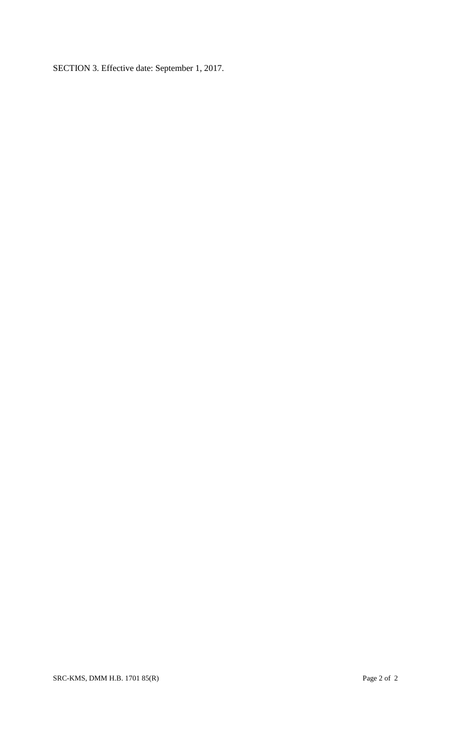SECTION 3. Effective date: September 1, 2017.